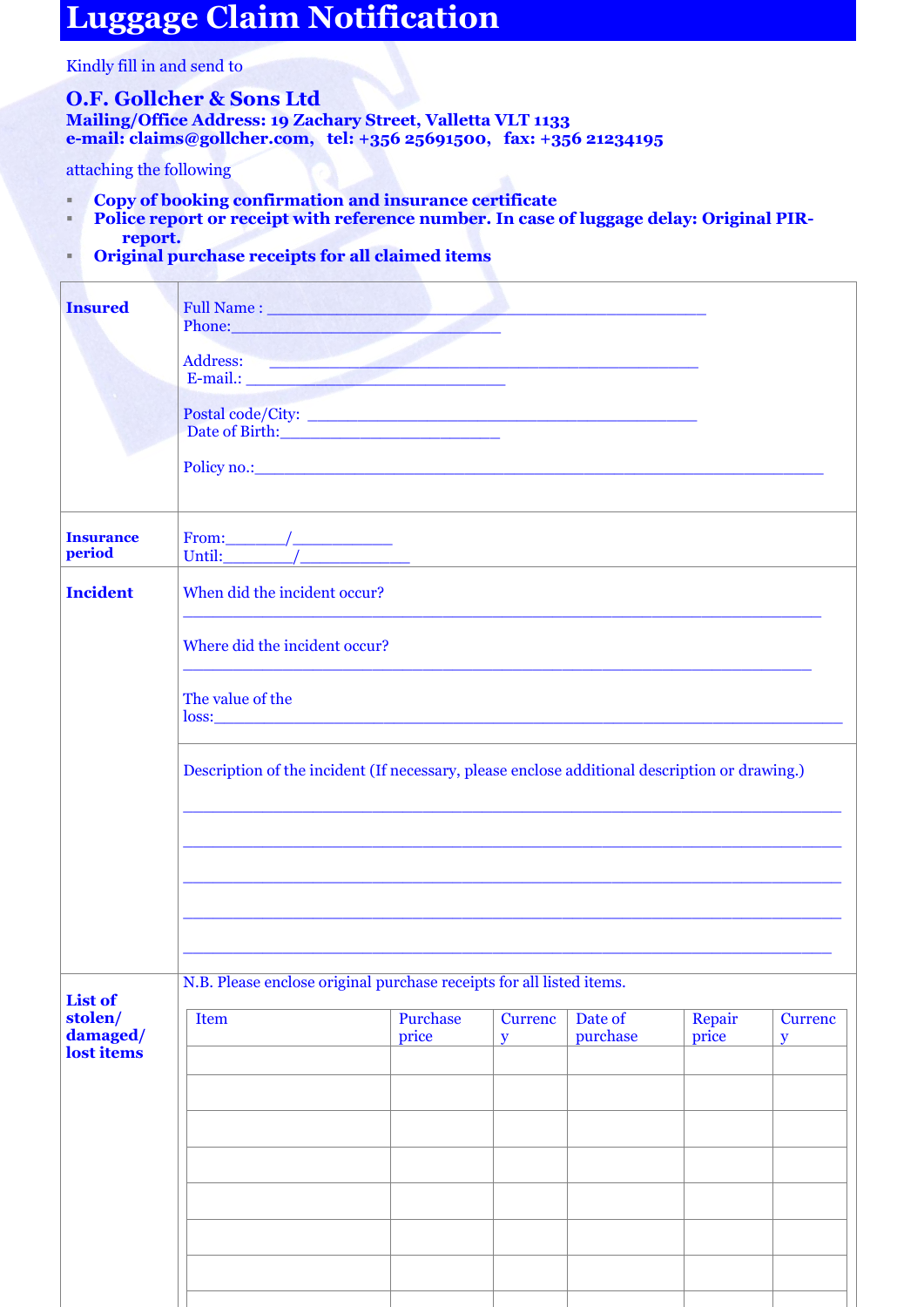# Luggage Claim Notification

Kindly fill in and send to

**O.F. Gollcher & Sons Ltd**
**Mailing/Office Address: 19 Zachary Street, Valletta VLT 1133**
**e-mail: claims@gollcher.com, tel: +356 25691500, fax: +356 21234195**

attaching the following

- **Copy of booking confirmation and insurance certificate**
- **Police report or receipt with reference number. In case of luggage delay: Original PIR-report.**
- **Original purchase receipts for all claimed items**

| | |
|---|---|
| **Insured** | Full Name : ____________________<br>Phone: ____________________<br><br>Address: ____________________<br>E-mail.: ____________________<br><br>Postal code/City: ____________________<br>Date of Birth: ____________________<br><br>Policy no.: ____________________ |
| **Insurance period** | From: _______/__________<br>Until: _______/__________ |
| **Incident** | When did the incident occur?<br>____________________<br><br>Where did the incident occur?<br>____________________<br><br>The value of the loss: ____________________ |
| | Description of the incident (If necessary, please enclose additional description or drawing.)<br>____________________<br>____________________<br>____________________<br>____________________<br>____________________ |
| **List of stolen/ damaged/ lost items** | N.B. Please enclose original purchase receipts for all listed items. |

| Item | Purchase price | Currency | Date of purchase | Repair price | Currency |
|---|---|---|---|---|---|
| | | | | | |
| | | | | | |
| | | | | | |
| | | | | | |
| | | | | | |
| | | | | | |
| | | | | | |
| | | | | | |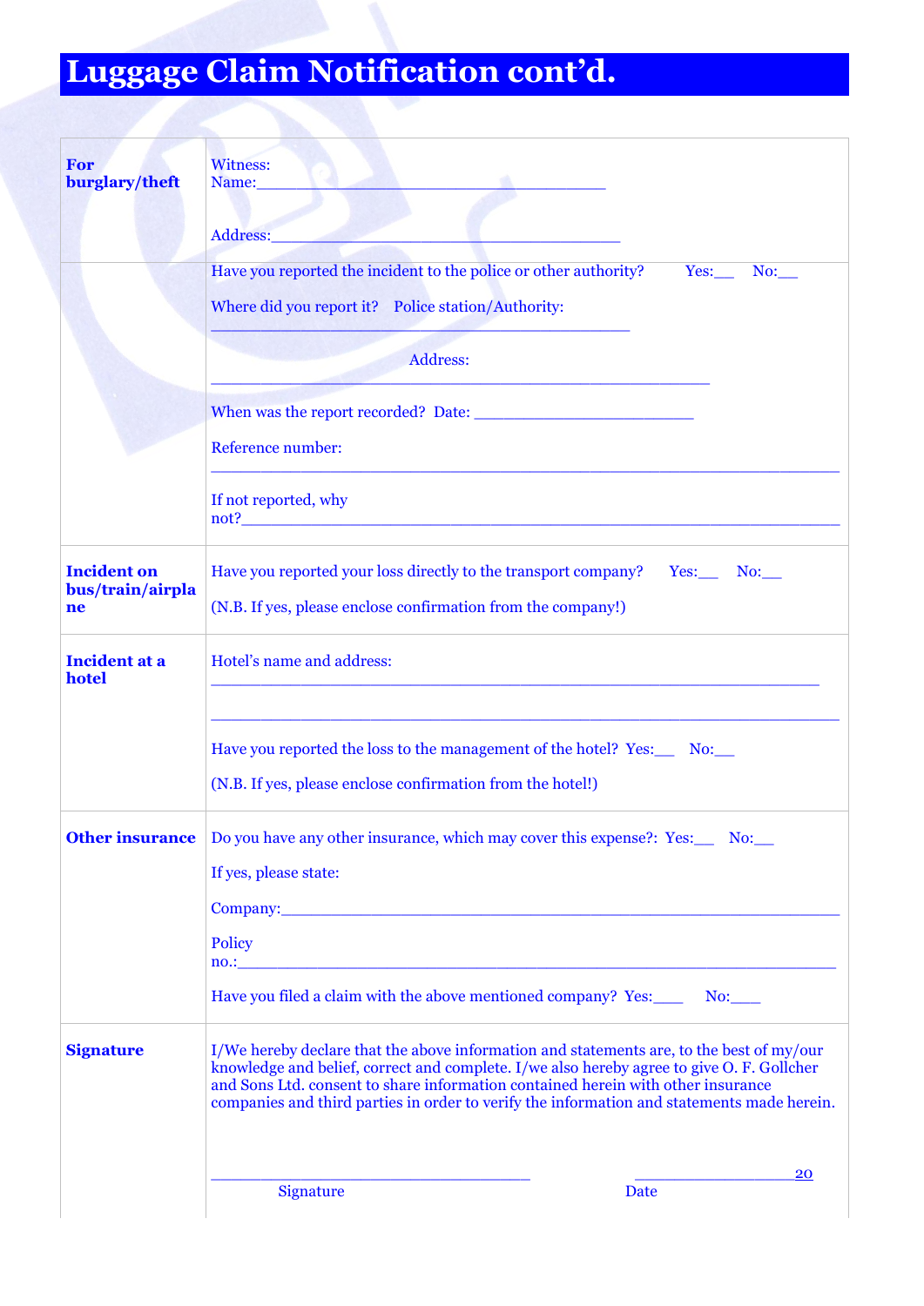# Luggage Claim Notification cont'd.

| | |
|---|---|
| **For burglary/theft** | Witness:<br>Name:\_\_\_\_\_\_\_\_\_\_\_\_\_\_\_\_\_\_\_\_\_\_\_\_\_\_\_\_\_\_\_\_\_\_\_\_\_\_\_\_<br><br>Address:\_\_\_\_\_\_\_\_\_\_\_\_\_\_\_\_\_\_\_\_\_\_\_\_\_\_\_\_\_\_\_\_\_\_\_\_\_\_\_\_ |
| | Have you reported the incident to the police or other authority? Yes:\_\_ No:\_\_<br><br>Where did you report it? Police station/Authority:<br>\_\_\_\_\_\_\_\_\_\_\_\_\_\_\_\_\_\_\_\_\_\_\_\_\_\_\_\_\_\_\_\_\_\_\_\_\_\_\_\_\_\_\_\_\_\_<br><br>Address:<br>\_\_\_\_\_\_\_\_\_\_\_\_\_\_\_\_\_\_\_\_\_\_\_\_\_\_\_\_\_\_\_\_\_\_\_\_\_\_\_\_\_\_\_\_\_\_\_\_\_\_\_\_\_<br><br>When was the report recorded? Date: \_\_\_\_\_\_\_\_\_\_\_\_\_\_\_\_\_\_\_\_\_\_\_\_<br><br>Reference number:<br>\_\_\_\_\_\_\_\_\_\_\_\_\_\_\_\_\_\_\_\_\_\_\_\_\_\_\_\_\_\_\_\_\_\_\_\_\_\_\_\_\_\_\_\_\_\_\_\_\_\_\_\_\_\_\_\_\_\_\_\_\_\_\_\_<br><br>If not reported, why not?\_\_\_\_\_\_\_\_\_\_\_\_\_\_\_\_\_\_\_\_\_\_\_\_\_\_\_\_\_\_\_\_\_\_\_\_\_\_\_\_\_\_\_\_\_\_\_\_\_\_\_\_\_\_\_\_\_\_\_\_ |
| **Incident on bus/train/airplane** | Have you reported your loss directly to the transport company? Yes:\_\_ No:\_\_<br><br>(N.B. If yes, please enclose confirmation from the company!) |
| **Incident at a hotel** | Hotel's name and address:<br>\_\_\_\_\_\_\_\_\_\_\_\_\_\_\_\_\_\_\_\_\_\_\_\_\_\_\_\_\_\_\_\_\_\_\_\_\_\_\_\_\_\_\_\_\_\_\_\_\_\_\_\_\_\_\_\_\_\_\_\_\_\_<br><br>\_\_\_\_\_\_\_\_\_\_\_\_\_\_\_\_\_\_\_\_\_\_\_\_\_\_\_\_\_\_\_\_\_\_\_\_\_\_\_\_\_\_\_\_\_\_\_\_\_\_\_\_\_\_\_\_\_\_\_\_\_\_\_\_<br><br>Have you reported the loss to the management of the hotel? Yes:\_\_ No:\_\_<br><br>(N.B. If yes, please enclose confirmation from the hotel!) |
| **Other insurance** | Do you have any other insurance, which may cover this expense?: Yes:\_\_ No:\_\_<br><br>If yes, please state:<br><br>Company:\_\_\_\_\_\_\_\_\_\_\_\_\_\_\_\_\_\_\_\_\_\_\_\_\_\_\_\_\_\_\_\_\_\_\_\_\_\_\_\_\_\_\_\_\_\_\_\_\_\_\_\_\_\_\_\_\_\_\_\_<br><br>Policy no.:\_\_\_\_\_\_\_\_\_\_\_\_\_\_\_\_\_\_\_\_\_\_\_\_\_\_\_\_\_\_\_\_\_\_\_\_\_\_\_\_\_\_\_\_\_\_\_\_\_\_\_\_\_\_\_\_\_\_\_\_<br><br>Have you filed a claim with the above mentioned company? Yes:\_\_\_\_ No:\_\_\_\_ |
| **Signature** | I/We hereby declare that the above information and statements are, to the best of my/our knowledge and belief, correct and complete. I/we also hereby agree to give O. F. Gollcher and Sons Ltd. consent to share information contained herein with other insurance companies and third parties in order to verify the information and statements made herein.<br><br>\_\_\_\_\_\_\_\_\_\_\_\_\_\_\_\_\_\_\_\_\_\_\_\_\_\_\_\_\_\_\_\_\_\_ \_\_\_\_\_\_\_\_\_\_\_\_\_\_\_\_\_\_20<br>Signature Date |